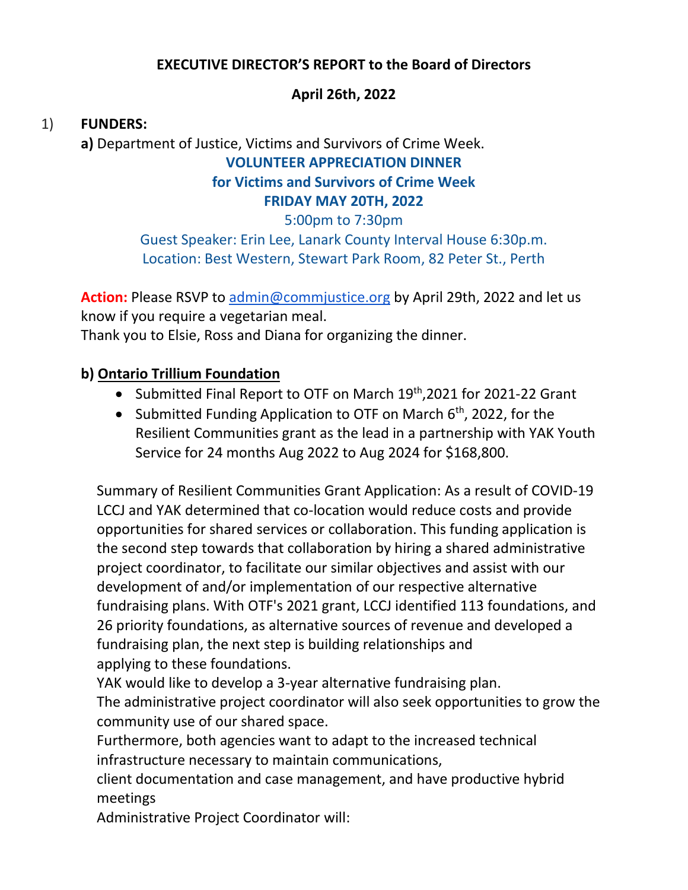**EXECUTIVE DIRECTOR'S REPORT to the Board of Directors**

**April 26th, 2022**

1) **FUNDERS:**

**a)** Department of Justice, Victims and Survivors of Crime Week.

**VOLUNTEER APPRECIATION DINNER**
**for Victims and Survivors of Crime Week**
**FRIDAY MAY 20TH, 2022**
5:00pm to 7:30pm
Guest Speaker: Erin Lee, Lanark County Interval House 6:30p.m.
Location: Best Western, Stewart Park Room, 82 Peter St., Perth

**Action:** Please RSVP to admin@commjustice.org by April 29th, 2022 and let us know if you require a vegetarian meal.
Thank you to Elsie, Ross and Diana for organizing the dinner.

**b) Ontario Trillium Foundation**

- Submitted Final Report to OTF on March 19th,2021 for 2021-22 Grant
- Submitted Funding Application to OTF on March 6th, 2022, for the Resilient Communities grant as the lead in a partnership with YAK Youth Service for 24 months Aug 2022 to Aug 2024 for $168,800.

Summary of Resilient Communities Grant Application: As a result of COVID-19 LCCJ and YAK determined that co-location would reduce costs and provide opportunities for shared services or collaboration. This funding application is the second step towards that collaboration by hiring a shared administrative project coordinator, to facilitate our similar objectives and assist with our development of and/or implementation of our respective alternative fundraising plans. With OTF's 2021 grant, LCCJ identified 113 foundations, and 26 priority foundations, as alternative sources of revenue and developed a fundraising plan, the next step is building relationships and applying to these foundations.
YAK would like to develop a 3-year alternative fundraising plan.
The administrative project coordinator will also seek opportunities to grow the community use of our shared space.
Furthermore, both agencies want to adapt to the increased technical infrastructure necessary to maintain communications, client documentation and case management, and have productive hybrid meetings
Administrative Project Coordinator will: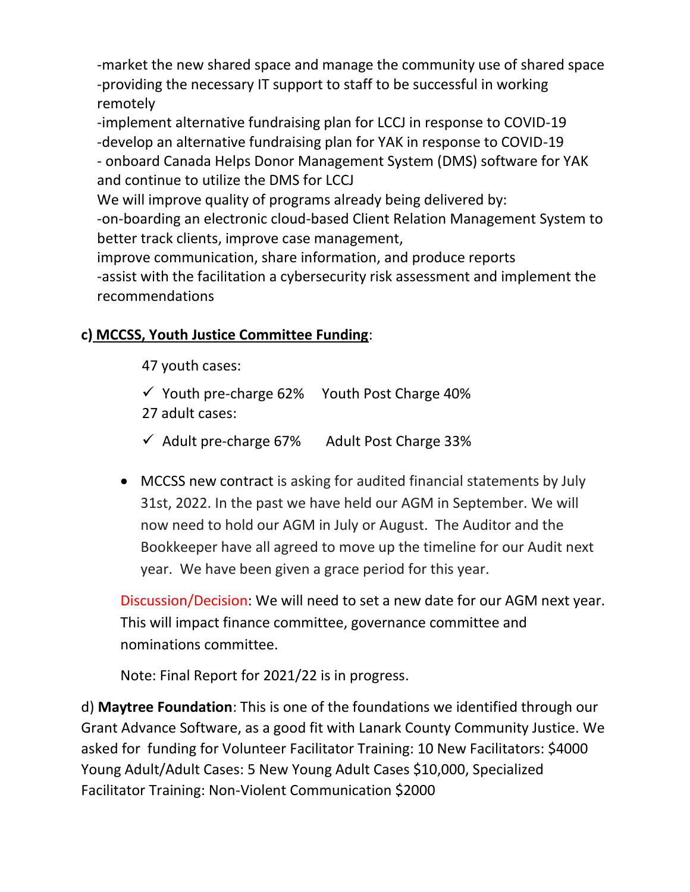-market the new shared space and manage the community use of shared space
-providing the necessary IT support to staff to be successful in working remotely
-implement alternative fundraising plan for LCCJ in response to COVID-19
-develop an alternative fundraising plan for YAK in response to COVID-19
- onboard Canada Helps Donor Management System (DMS) software for YAK and continue to utilize the DMS for LCCJ
We will improve quality of programs already being delivered by:
-on-boarding an electronic cloud-based Client Relation Management System to better track clients, improve case management,
improve communication, share information, and produce reports
-assist with the facilitation a cybersecurity risk assessment and implement the recommendations

**c) <u>MCCSS, Youth Justice Committee Funding</u>**:

47 youth cases:

- ✓ Youth pre-charge 62%  Youth Post Charge 40%

27 adult cases:

- ✓ Adult pre-charge 67%  Adult Post Charge 33%

- MCCSS new contract is asking for audited financial statements by July 31st, 2022. In the past we have held our AGM in September. We will now need to hold our AGM in July or August. The Auditor and the Bookkeeper have all agreed to move up the timeline for our Audit next year. We have been given a grace period for this year.

Discussion/Decision: We will need to set a new date for our AGM next year. This will impact finance committee, governance committee and nominations committee.

Note: Final Report for 2021/22 is in progress.

d) **Maytree Foundation**: This is one of the foundations we identified through our Grant Advance Software, as a good fit with Lanark County Community Justice. We asked for funding for Volunteer Facilitator Training: 10 New Facilitators: $4000 Young Adult/Adult Cases: 5 New Young Adult Cases $10,000, Specialized Facilitator Training: Non-Violent Communication $2000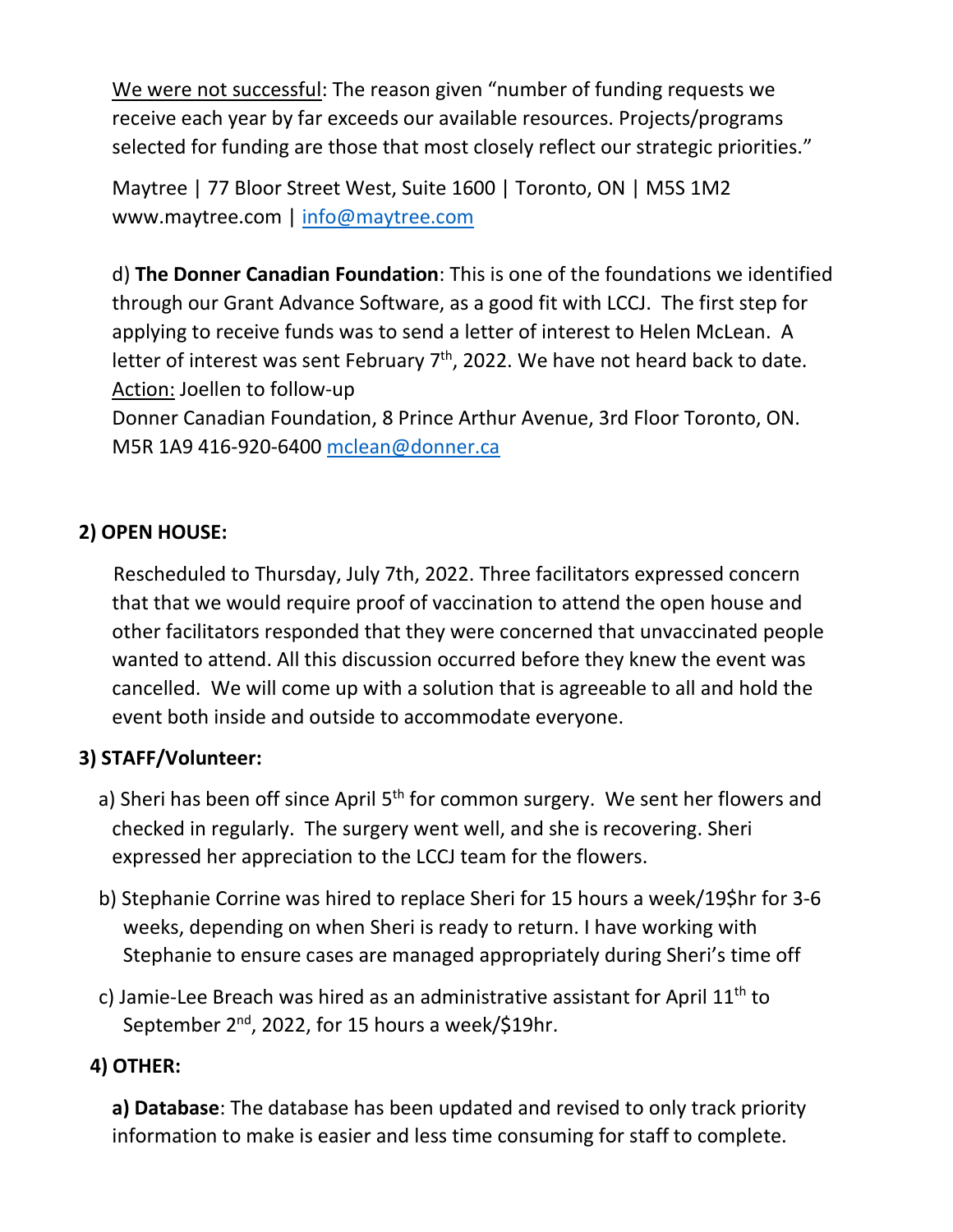We were not successful: The reason given "number of funding requests we receive each year by far exceeds our available resources. Projects/programs selected for funding are those that most closely reflect our strategic priorities."

Maytree | 77 Bloor Street West, Suite 1600 | Toronto, ON | M5S 1M2
www.maytree.com | info@maytree.com

d) **The Donner Canadian Foundation**: This is one of the foundations we identified through our Grant Advance Software, as a good fit with LCCJ. The first step for applying to receive funds was to send a letter of interest to Helen McLean. A letter of interest was sent February 7th, 2022. We have not heard back to date.
Action: Joellen to follow-up
Donner Canadian Foundation, 8 Prince Arthur Avenue, 3rd Floor Toronto, ON. M5R 1A9 416-920-6400 mclean@donner.ca

**2) OPEN HOUSE:**

Rescheduled to Thursday, July 7th, 2022. Three facilitators expressed concern that that we would require proof of vaccination to attend the open house and other facilitators responded that they were concerned that unvaccinated people wanted to attend. All this discussion occurred before they knew the event was cancelled. We will come up with a solution that is agreeable to all and hold the event both inside and outside to accommodate everyone.

**3) STAFF/Volunteer:**

a) Sheri has been off since April 5th for common surgery. We sent her flowers and checked in regularly. The surgery went well, and she is recovering. Sheri expressed her appreciation to the LCCJ team for the flowers.

b) Stephanie Corrine was hired to replace Sheri for 15 hours a week/19$hr for 3-6 weeks, depending on when Sheri is ready to return. I have working with Stephanie to ensure cases are managed appropriately during Sheri's time off

c) Jamie-Lee Breach was hired as an administrative assistant for April 11th to September 2nd, 2022, for 15 hours a week/$19hr.

**4) OTHER:**

**a) Database**: The database has been updated and revised to only track priority information to make is easier and less time consuming for staff to complete.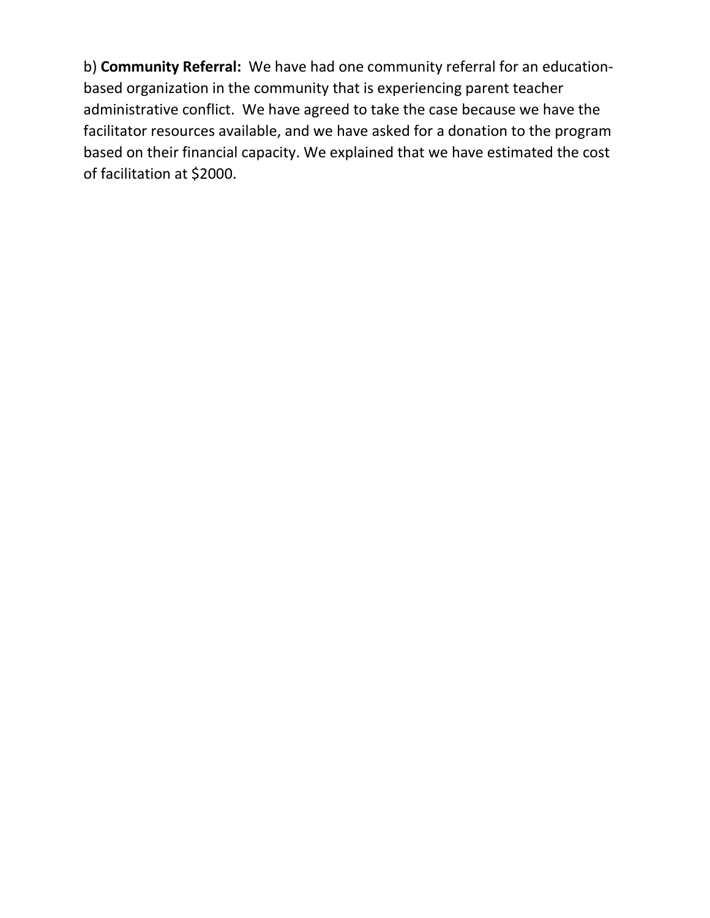b) **Community Referral:** We have had one community referral for an education-based organization in the community that is experiencing parent teacher administrative conflict. We have agreed to take the case because we have the facilitator resources available, and we have asked for a donation to the program based on their financial capacity. We explained that we have estimated the cost of facilitation at $2000.